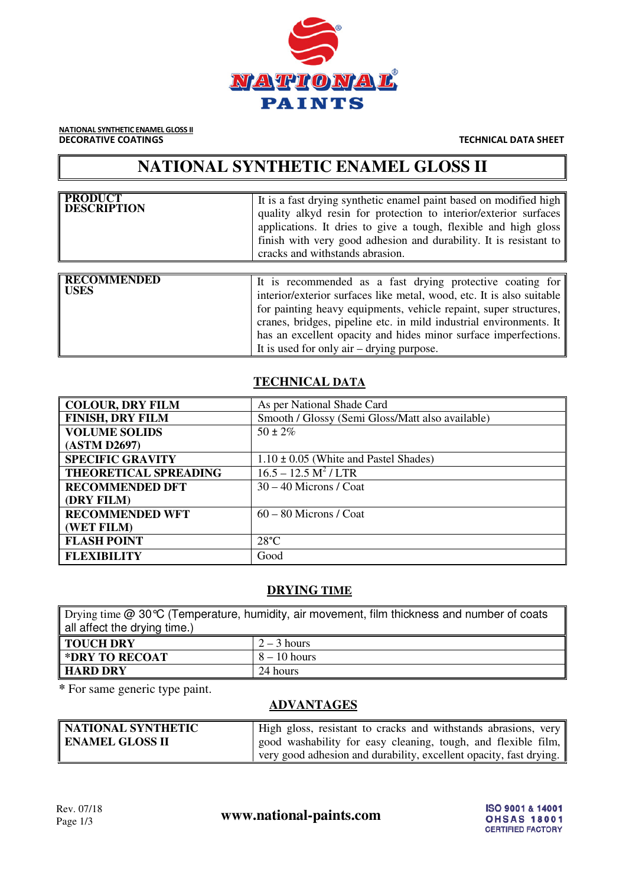NATIONAL SYNTHETIC ENAMEL GLOSS II
DECORATIVE COATINGS

TECHNICAL DATA SHEET

# NATIONAL SYNTHETIC ENAMEL GLOSS II

| **PRODUCT DESCRIPTION** | It is a fast drying synthetic enamel paint based on modified high quality alkyd resin for protection to interior/exterior surfaces applications. It dries to give a tough, flexible and high gloss finish with very good adhesion and durability. It is resistant to cracks and withstands abrasion. |
|---|---|

| **RECOMMENDED USES** | It is recommended as a fast drying protective coating for interior/exterior surfaces like metal, wood, etc. It is also suitable for painting heavy equipments, vehicle repair, super structures, cranes, bridges, pipeline etc. in mild industrial environments. It has an excellent opacity and hides minor surface imperfections. It is used for only air – drying purpose. |
|---|---|

## TECHNICAL DATA

| | |
|---|---|
| **COLOUR, DRY FILM** | As per National Shade Card |
| **FINISH, DRY FILM** | Smooth / Glossy (Semi Gloss/Matt also available) |
| **VOLUME SOLIDS (ASTM D2697)** | 50 ± 2% |
| **SPECIFIC GRAVITY** | 1.10 ± 0.05 (White and Pastel Shades) |
| **THEORETICAL SPREADING** | 16.5 – 12.5 $M^2$ / LTR |
| **RECOMMENDED DFT (DRY FILM)** | 30 – 40 Microns / Coat |
| **RECOMMENDED WFT (WET FILM)** | 60 – 80 Microns / Coat |
| **FLASH POINT** | 28°C |
| **FLEXIBILITY** | Good |

## DRYING TIME

Drying time @ 30°C (Temperature, humidity, air movement, film thickness and number of coats all affect the drying time.)

| | |
|---|---|
| **TOUCH DRY** | 2 – 3 hours |
| **\*DRY TO RECOAT** | 8 – 10 hours |
| **HARD DRY** | 24 hours |

**\*** For same generic type paint.

## ADVANTAGES

| **NATIONAL SYNTHETIC ENAMEL GLOSS II** | High gloss, resistant to cracks and withstands abrasions, very good washability for easy cleaning, tough, and flexible film, very good adhesion and durability, excellent opacity, fast drying. |
|---|---|

Rev. 07/18

www.national-paints.com

ISO 9001 & 14001
OHSAS 18001
CERTIFIED FACTORY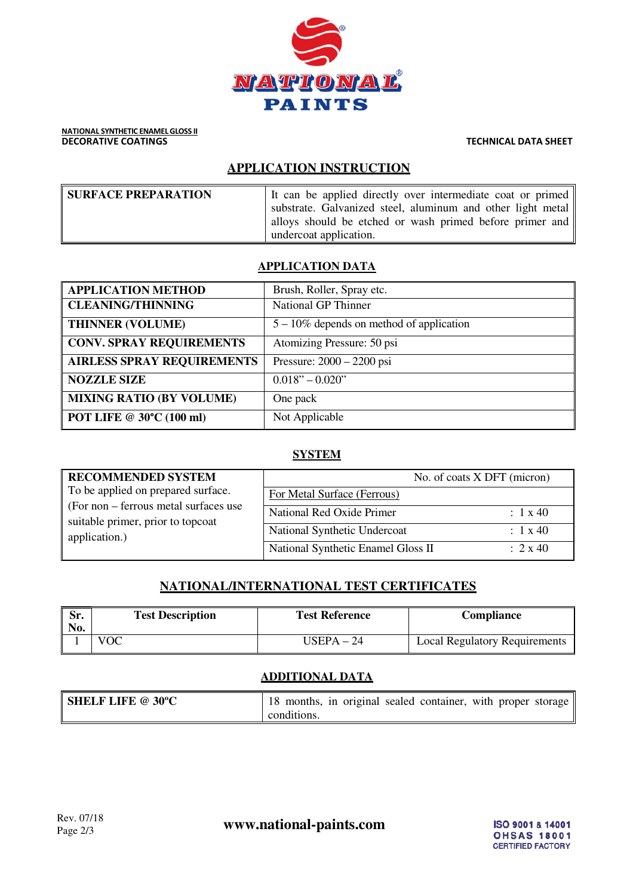NATIONAL SYNTHETIC ENAMEL GLOSS II
DECORATIVE COATINGS

TECHNICAL DATA SHEET

## APPLICATION INSTRUCTION

| SURFACE PREPARATION | It can be applied directly over intermediate coat or primed substrate. Galvanized steel, aluminum and other light metal alloys should be etched or wash primed before primer and undercoat application. |
|---|---|

## APPLICATION DATA

| APPLICATION METHOD | Brush, Roller, Spray etc. |
|---|---|
| CLEANING/THINNING | National GP Thinner |
| THINNER (VOLUME) | 5 – 10% depends on method of application |
| CONV. SPRAY REQUIREMENTS | Atomizing Pressure: 50 psi |
| AIRLESS SPRAY REQUIREMENTS | Pressure: 2000 – 2200 psi |
| NOZZLE SIZE | 0.018" – 0.020" |
| MIXING RATIO (BY VOLUME) | One pack |
| POT LIFE @ 30°C (100 ml) | Not Applicable |

## SYSTEM

| RECOMMENDED SYSTEM | No. of coats X DFT (micron) | |
|---|---|---|
| To be applied on prepared surface. (For non – ferrous metal surfaces use suitable primer, prior to topcoat application.) | For Metal Surface (Ferrous) | |
| | National Red Oxide Primer | : 1 x 40 |
| | National Synthetic Undercoat | : 1 x 40 |
| | National Synthetic Enamel Gloss II | : 2 x 40 |

## NATIONAL/INTERNATIONAL TEST CERTIFICATES

| Sr. No. | Test Description | Test Reference | Compliance |
|---|---|---|---|
| 1 | VOC | USEPA – 24 | Local Regulatory Requirements |

## ADDITIONAL DATA

| SHELF LIFE @ 30ºC | 18 months, in original sealed container, with proper storage conditions. |
|---|---|

Rev. 07/18

www.national-paints.com

ISO 9001 & 14001
OHSAS 18001
CERTIFIED FACTORY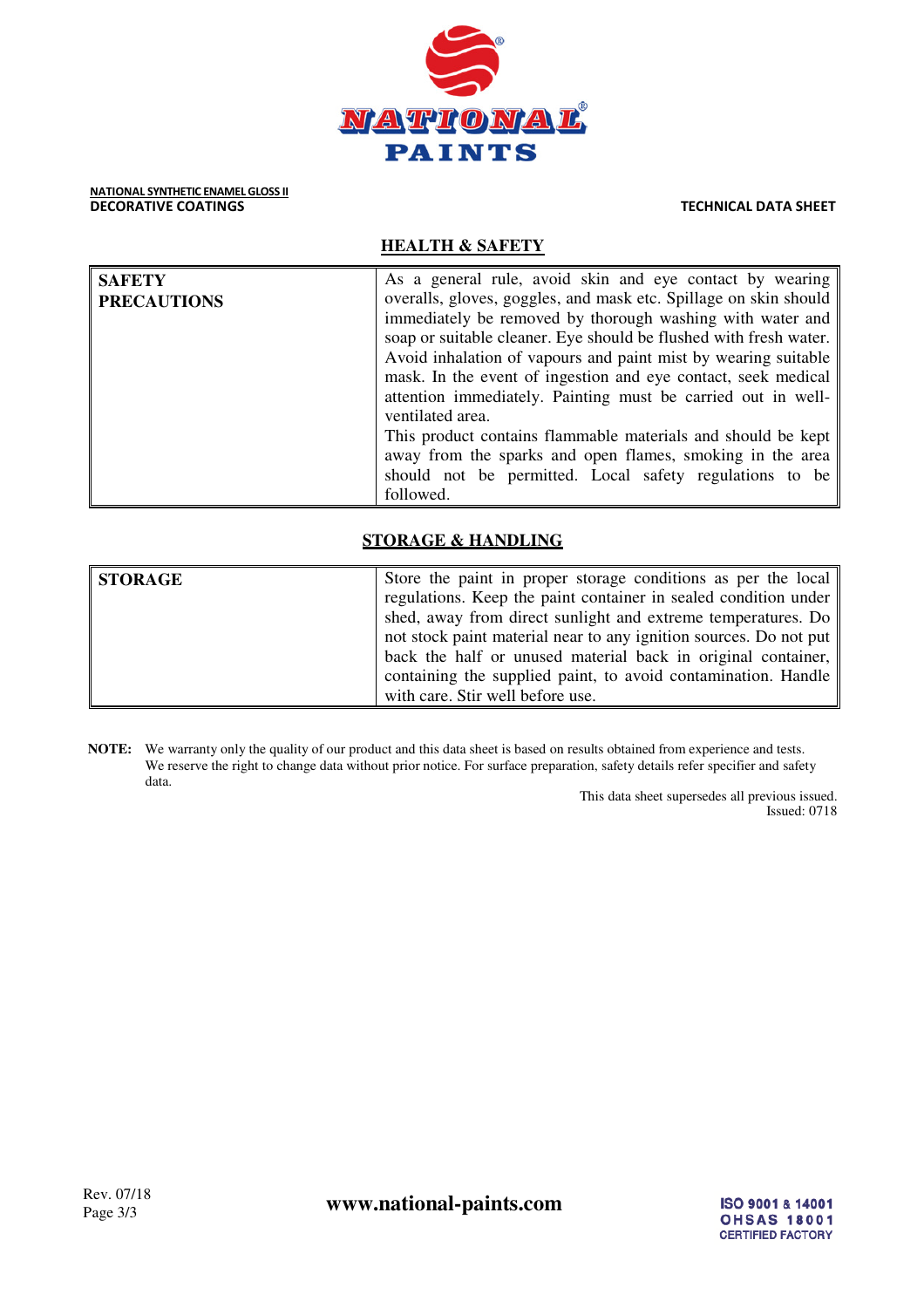NATIONAL SYNTHETIC ENAMEL GLOSS II
**DECORATIVE COATINGS**

**TECHNICAL DATA SHEET**

## HEALTH & SAFETY

| | |
|---|---|
| **SAFETY PRECAUTIONS** | As a general rule, avoid skin and eye contact by wearing overalls, gloves, goggles, and mask etc. Spillage on skin should immediately be removed by thorough washing with water and soap or suitable cleaner. Eye should be flushed with fresh water. Avoid inhalation of vapours and paint mist by wearing suitable mask. In the event of ingestion and eye contact, seek medical attention immediately. Painting must be carried out in well-ventilated area.<br>This product contains flammable materials and should be kept away from the sparks and open flames, smoking in the area should not be permitted. Local safety regulations to be followed. |

## STORAGE & HANDLING

| | |
|---|---|
| **STORAGE** | Store the paint in proper storage conditions as per the local regulations. Keep the paint container in sealed condition under shed, away from direct sunlight and extreme temperatures. Do not stock paint material near to any ignition sources. Do not put back the half or unused material back in original container, containing the supplied paint, to avoid contamination. Handle with care. Stir well before use. |

**NOTE:** We warranty only the quality of our product and this data sheet is based on results obtained from experience and tests. We reserve the right to change data without prior notice. For surface preparation, safety details refer specifier and safety data.

This data sheet supersedes all previous issued.
Issued: 0718

Rev. 07/18

**www.national-paints.com**

ISO 9001 & 14001
OHSAS 18001
CERTIFIED FACTORY